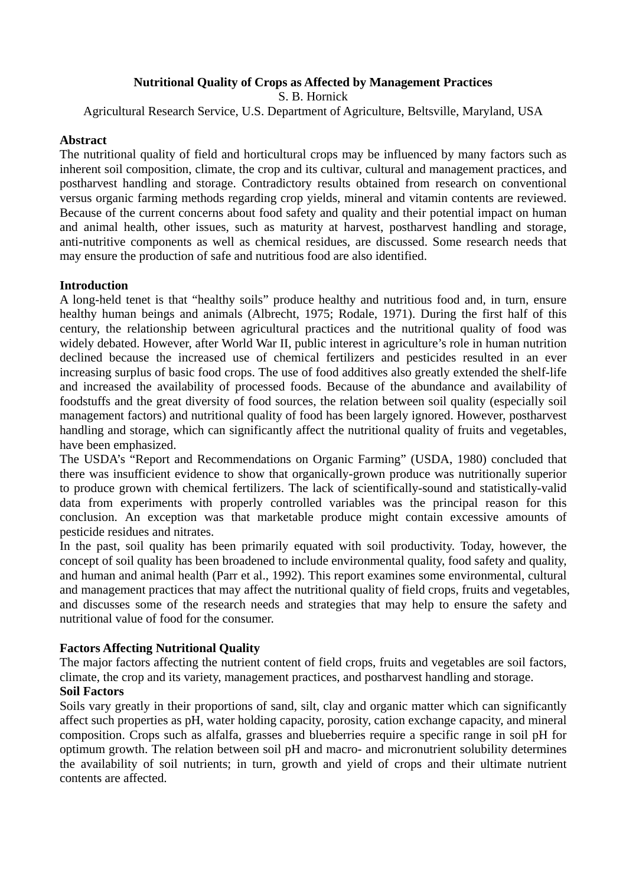# Nutritional Quality of Crops as Affected by Management Practices

S. B. Hornick

Agricultural Research Service, U.S. Department of Agriculture, Beltsville, Maryland, USA

## Abstract

The nutritional quality of field and horticultural crops may be influenced by many factors such as inherent soil composition, climate, the crop and its cultivar, cultural and management practices, and postharvest handling and storage. Contradictory results obtained from research on conventional versus organic farming methods regarding crop yields, mineral and vitamin contents are reviewed. Because of the current concerns about food safety and quality and their potential impact on human and animal health, other issues, such as maturity at harvest, postharvest handling and storage, anti-nutritive components as well as chemical residues, are discussed. Some research needs that may ensure the production of safe and nutritious food are also identified.

## Introduction

A long-held tenet is that "healthy soils" produce healthy and nutritious food and, in turn, ensure healthy human beings and animals (Albrecht, 1975; Rodale, 1971). During the first half of this century, the relationship between agricultural practices and the nutritional quality of food was widely debated. However, after World War II, public interest in agriculture's role in human nutrition declined because the increased use of chemical fertilizers and pesticides resulted in an ever increasing surplus of basic food crops. The use of food additives also greatly extended the shelf-life and increased the availability of processed foods. Because of the abundance and availability of foodstuffs and the great diversity of food sources, the relation between soil quality (especially soil management factors) and nutritional quality of food has been largely ignored. However, postharvest handling and storage, which can significantly affect the nutritional quality of fruits and vegetables, have been emphasized.

The USDA's "Report and Recommendations on Organic Farming" (USDA, 1980) concluded that there was insufficient evidence to show that organically-grown produce was nutritionally superior to produce grown with chemical fertilizers. The lack of scientifically-sound and statistically-valid data from experiments with properly controlled variables was the principal reason for this conclusion. An exception was that marketable produce might contain excessive amounts of pesticide residues and nitrates.

In the past, soil quality has been primarily equated with soil productivity. Today, however, the concept of soil quality has been broadened to include environmental quality, food safety and quality, and human and animal health (Parr et al., 1992). This report examines some environmental, cultural and management practices that may affect the nutritional quality of field crops, fruits and vegetables, and discusses some of the research needs and strategies that may help to ensure the safety and nutritional value of food for the consumer.

## Factors Affecting Nutritional Quality

The major factors affecting the nutrient content of field crops, fruits and vegetables are soil factors, climate, the crop and its variety, management practices, and postharvest handling and storage.

### Soil Factors

Soils vary greatly in their proportions of sand, silt, clay and organic matter which can significantly affect such properties as pH, water holding capacity, porosity, cation exchange capacity, and mineral composition. Crops such as alfalfa, grasses and blueberries require a specific range in soil pH for optimum growth. The relation between soil pH and macro- and micronutrient solubility determines the availability of soil nutrients; in turn, growth and yield of crops and their ultimate nutrient contents are affected.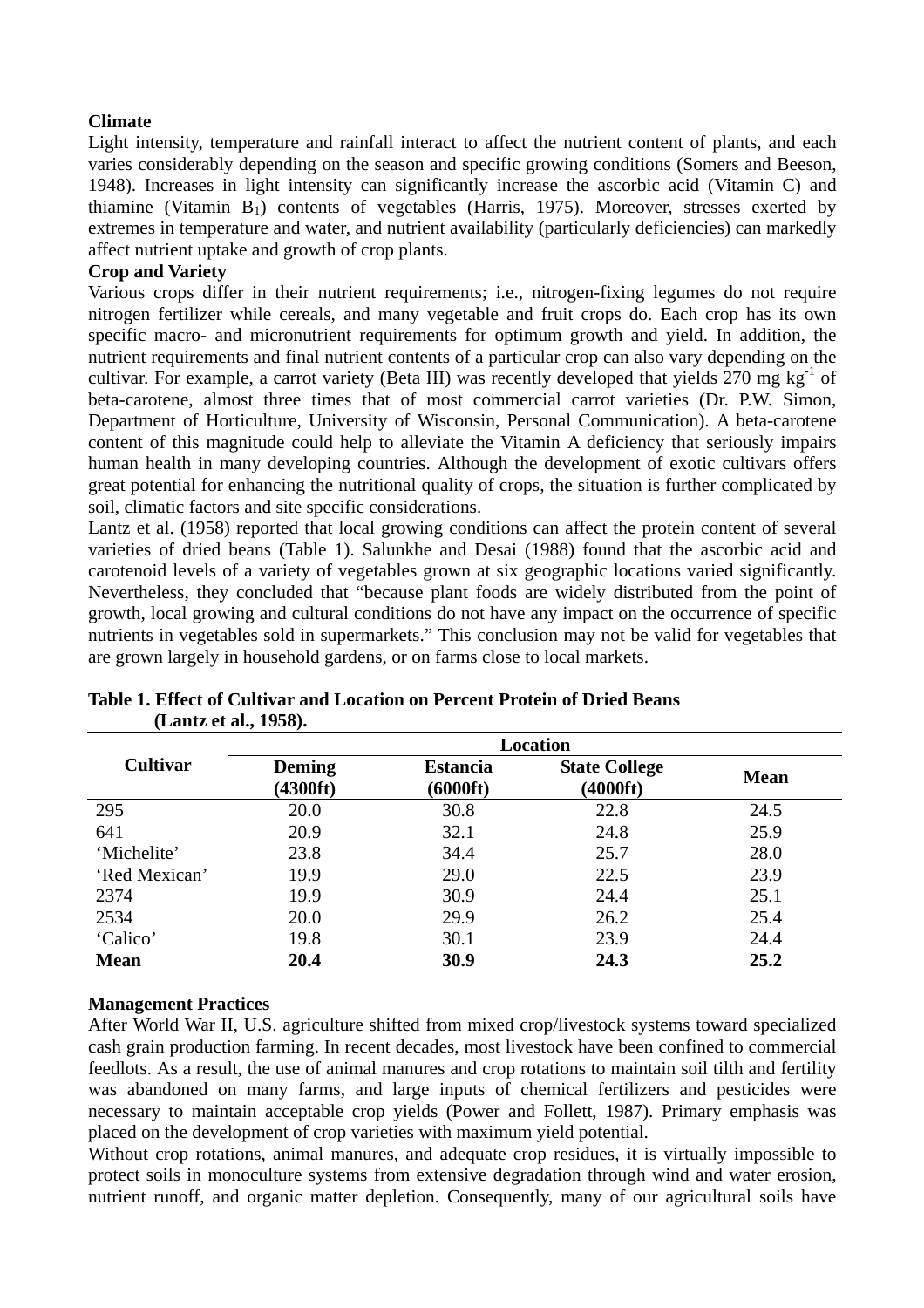### Climate

Light intensity, temperature and rainfall interact to affect the nutrient content of plants, and each varies considerably depending on the season and specific growing conditions (Somers and Beeson, 1948). Increases in light intensity can significantly increase the ascorbic acid (Vitamin C) and thiamine (Vitamin $B_1$) contents of vegetables (Harris, 1975). Moreover, stresses exerted by extremes in temperature and water, and nutrient availability (particularly deficiencies) can markedly affect nutrient uptake and growth of crop plants.

### Crop and Variety

Various crops differ in their nutrient requirements; i.e., nitrogen-fixing legumes do not require nitrogen fertilizer while cereals, and many vegetable and fruit crops do. Each crop has its own specific macro- and micronutrient requirements for optimum growth and yield. In addition, the nutrient requirements and final nutrient contents of a particular crop can also vary depending on the cultivar. For example, a carrot variety (Beta III) was recently developed that yields 270 mg $kg^{-1}$ of beta-carotene, almost three times that of most commercial carrot varieties (Dr. P.W. Simon, Department of Horticulture, University of Wisconsin, Personal Communication). A beta-carotene content of this magnitude could help to alleviate the Vitamin A deficiency that seriously impairs human health in many developing countries. Although the development of exotic cultivars offers great potential for enhancing the nutritional quality of crops, the situation is further complicated by soil, climatic factors and site specific considerations.

Lantz et al. (1958) reported that local growing conditions can affect the protein content of several varieties of dried beans (Table 1). Salunkhe and Desai (1988) found that the ascorbic acid and carotenoid levels of a variety of vegetables grown at six geographic locations varied significantly. Nevertheless, they concluded that "because plant foods are widely distributed from the point of growth, local growing and cultural conditions do not have any impact on the occurrence of specific nutrients in vegetables sold in supermarkets." This conclusion may not be valid for vegetables that are grown largely in household gardens, or on farms close to local markets.

**Table 1. Effect of Cultivar and Location on Percent Protein of Dried Beans (Lantz et al., 1958).**

| Cultivar | Location | | | |
|---|---|---|---|---|
| | **Deming (4300ft)** | **Estancia (6000ft)** | **State College (4000ft)** | **Mean** |
| 295 | 20.0 | 30.8 | 22.8 | 24.5 |
| 641 | 20.9 | 32.1 | 24.8 | 25.9 |
| 'Michelite' | 23.8 | 34.4 | 25.7 | 28.0 |
| 'Red Mexican' | 19.9 | 29.0 | 22.5 | 23.9 |
| 2374 | 19.9 | 30.9 | 24.4 | 25.1 |
| 2534 | 20.0 | 29.9 | 26.2 | 25.4 |
| 'Calico' | 19.8 | 30.1 | 23.9 | 24.4 |
| **Mean** | **20.4** | **30.9** | **24.3** | **25.2** |

### Management Practices

After World War II, U.S. agriculture shifted from mixed crop/livestock systems toward specialized cash grain production farming. In recent decades, most livestock have been confined to commercial feedlots. As a result, the use of animal manures and crop rotations to maintain soil tilth and fertility was abandoned on many farms, and large inputs of chemical fertilizers and pesticides were necessary to maintain acceptable crop yields (Power and Follett, 1987). Primary emphasis was placed on the development of crop varieties with maximum yield potential.

Without crop rotations, animal manures, and adequate crop residues, it is virtually impossible to protect soils in monoculture systems from extensive degradation through wind and water erosion, nutrient runoff, and organic matter depletion. Consequently, many of our agricultural soils have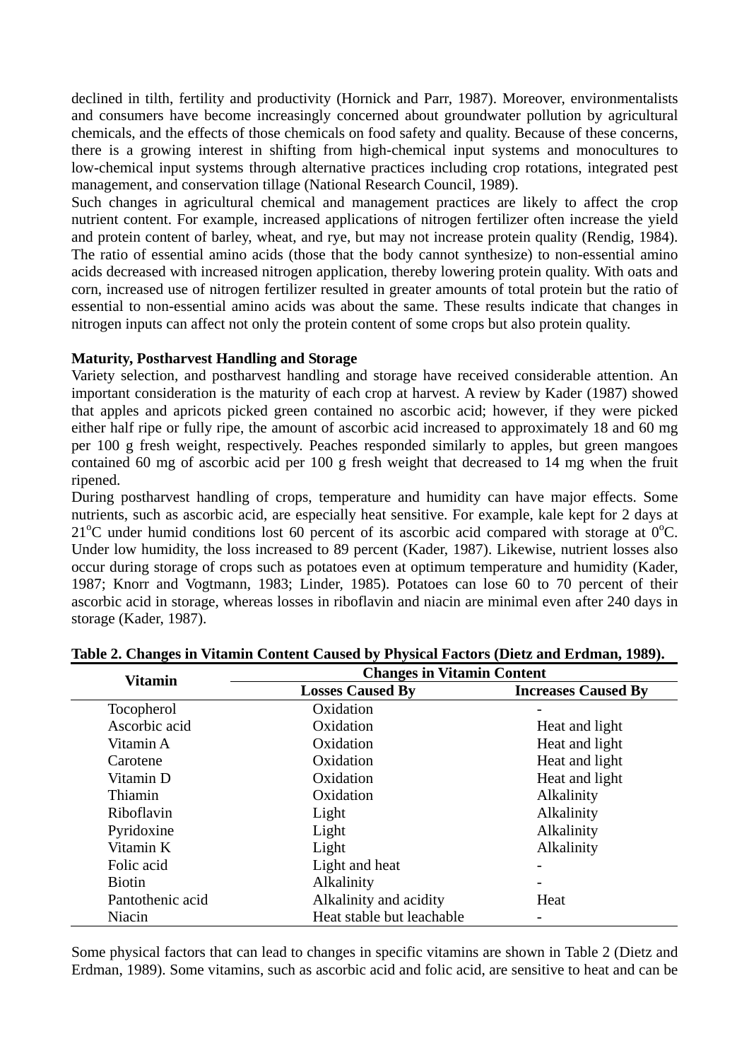declined in tilth, fertility and productivity (Hornick and Parr, 1987). Moreover, environmentalists and consumers have become increasingly concerned about groundwater pollution by agricultural chemicals, and the effects of those chemicals on food safety and quality. Because of these concerns, there is a growing interest in shifting from high-chemical input systems and monocultures to low-chemical input systems through alternative practices including crop rotations, integrated pest management, and conservation tillage (National Research Council, 1989).

Such changes in agricultural chemical and management practices are likely to affect the crop nutrient content. For example, increased applications of nitrogen fertilizer often increase the yield and protein content of barley, wheat, and rye, but may not increase protein quality (Rendig, 1984). The ratio of essential amino acids (those that the body cannot synthesize) to non-essential amino acids decreased with increased nitrogen application, thereby lowering protein quality. With oats and corn, increased use of nitrogen fertilizer resulted in greater amounts of total protein but the ratio of essential to non-essential amino acids was about the same. These results indicate that changes in nitrogen inputs can affect not only the protein content of some crops but also protein quality.

**Maturity, Postharvest Handling and Storage**

Variety selection, and postharvest handling and storage have received considerable attention. An important consideration is the maturity of each crop at harvest. A review by Kader (1987) showed that apples and apricots picked green contained no ascorbic acid; however, if they were picked either half ripe or fully ripe, the amount of ascorbic acid increased to approximately 18 and 60 mg per 100 g fresh weight, respectively. Peaches responded similarly to apples, but green mangoes contained 60 mg of ascorbic acid per 100 g fresh weight that decreased to 14 mg when the fruit ripened.

During postharvest handling of crops, temperature and humidity can have major effects. Some nutrients, such as ascorbic acid, are especially heat sensitive. For example, kale kept for 2 days at 21$^{o}$C under humid conditions lost 60 percent of its ascorbic acid compared with storage at 0$^{o}$C. Under low humidity, the loss increased to 89 percent (Kader, 1987). Likewise, nutrient losses also occur during storage of crops such as potatoes even at optimum temperature and humidity (Kader, 1987; Knorr and Vogtmann, 1983; Linder, 1985). Potatoes can lose 60 to 70 percent of their ascorbic acid in storage, whereas losses in riboflavin and niacin are minimal even after 240 days in storage (Kader, 1987).

**Table 2. Changes in Vitamin Content Caused by Physical Factors (Dietz and Erdman, 1989).**

| Vitamin | Changes in Vitamin Content | |
|---|---|---|
| | Losses Caused By | Increases Caused By |
| Tocopherol | Oxidation | - |
| Ascorbic acid | Oxidation | Heat and light |
| Vitamin A | Oxidation | Heat and light |
| Carotene | Oxidation | Heat and light |
| Vitamin D | Oxidation | Heat and light |
| Thiamin | Oxidation | Alkalinity |
| Riboflavin | Light | Alkalinity |
| Pyridoxine | Light | Alkalinity |
| Vitamin K | Light | Alkalinity |
| Folic acid | Light and heat | - |
| Biotin | Alkalinity | - |
| Pantothenic acid | Alkalinity and acidity | Heat |
| Niacin | Heat stable but leachable | - |

Some physical factors that can lead to changes in specific vitamins are shown in Table 2 (Dietz and Erdman, 1989). Some vitamins, such as ascorbic acid and folic acid, are sensitive to heat and can be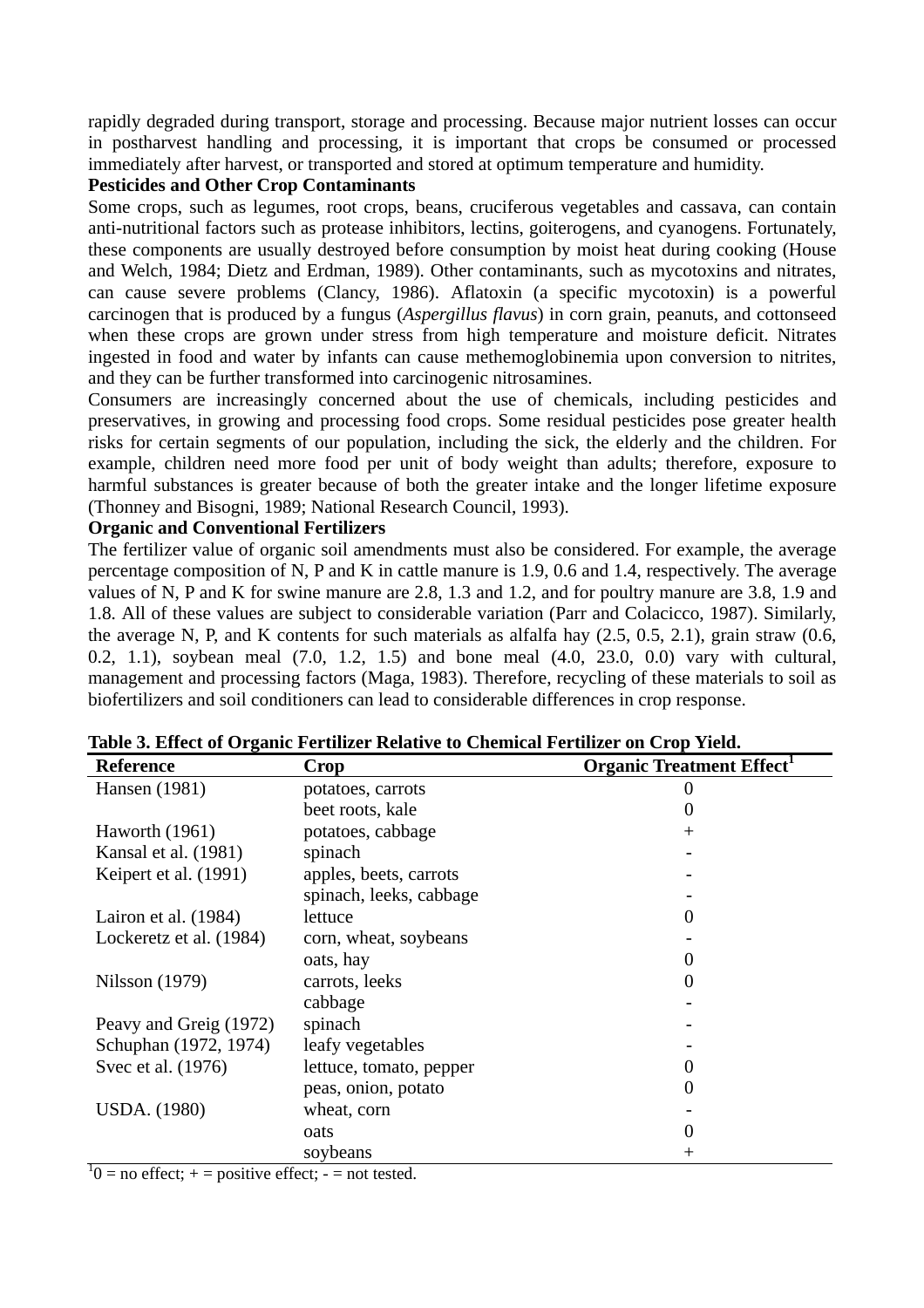rapidly degraded during transport, storage and processing. Because major nutrient losses can occur in postharvest handling and processing, it is important that crops be consumed or processed immediately after harvest, or transported and stored at optimum temperature and humidity.

**Pesticides and Other Crop Contaminants**

Some crops, such as legumes, root crops, beans, cruciferous vegetables and cassava, can contain anti-nutritional factors such as protease inhibitors, lectins, goiterogens, and cyanogens. Fortunately, these components are usually destroyed before consumption by moist heat during cooking (House and Welch, 1984; Dietz and Erdman, 1989). Other contaminants, such as mycotoxins and nitrates, can cause severe problems (Clancy, 1986). Aflatoxin (a specific mycotoxin) is a powerful carcinogen that is produced by a fungus (*Aspergillus flavus*) in corn grain, peanuts, and cottonseed when these crops are grown under stress from high temperature and moisture deficit. Nitrates ingested in food and water by infants can cause methemoglobinemia upon conversion to nitrites, and they can be further transformed into carcinogenic nitrosamines.

Consumers are increasingly concerned about the use of chemicals, including pesticides and preservatives, in growing and processing food crops. Some residual pesticides pose greater health risks for certain segments of our population, including the sick, the elderly and the children. For example, children need more food per unit of body weight than adults; therefore, exposure to harmful substances is greater because of both the greater intake and the longer lifetime exposure (Thonney and Bisogni, 1989; National Research Council, 1993).

**Organic and Conventional Fertilizers**

The fertilizer value of organic soil amendments must also be considered. For example, the average percentage composition of N, P and K in cattle manure is 1.9, 0.6 and 1.4, respectively. The average values of N, P and K for swine manure are 2.8, 1.3 and 1.2, and for poultry manure are 3.8, 1.9 and 1.8. All of these values are subject to considerable variation (Parr and Colacicco, 1987). Similarly, the average N, P, and K contents for such materials as alfalfa hay (2.5, 0.5, 2.1), grain straw (0.6, 0.2, 1.1), soybean meal (7.0, 1.2, 1.5) and bone meal (4.0, 23.0, 0.0) vary with cultural, management and processing factors (Maga, 1983). Therefore, recycling of these materials to soil as biofertilizers and soil conditioners can lead to considerable differences in crop response.

**Table 3. Effect of Organic Fertilizer Relative to Chemical Fertilizer on Crop Yield.**

| Reference | Crop | Organic Treatment Effect[1] |
|---|---|---|
| Hansen (1981) | potatoes, carrots | 0 |
| | beet roots, kale | 0 |
| Haworth (1961) | potatoes, cabbage | + |
| Kansal et al. (1981) | spinach | - |
| Keipert et al. (1991) | apples, beets, carrots | - |
| | spinach, leeks, cabbage | - |
| Lairon et al. (1984) | lettuce | 0 |
| Lockeretz et al. (1984) | corn, wheat, soybeans | - |
| | oats, hay | 0 |
| Nilsson (1979) | carrots, leeks | 0 |
| | cabbage | - |
| Peavy and Greig (1972) | spinach | - |
| Schuphan (1972, 1974) | leafy vegetables | - |
| Svec et al. (1976) | lettuce, tomato, pepper | 0 |
| | peas, onion, potato | 0 |
| USDA. (1980) | wheat, corn | - |
| | oats | 0 |
| | soybeans | + |

[1]0 = no effect; + = positive effect; - = not tested.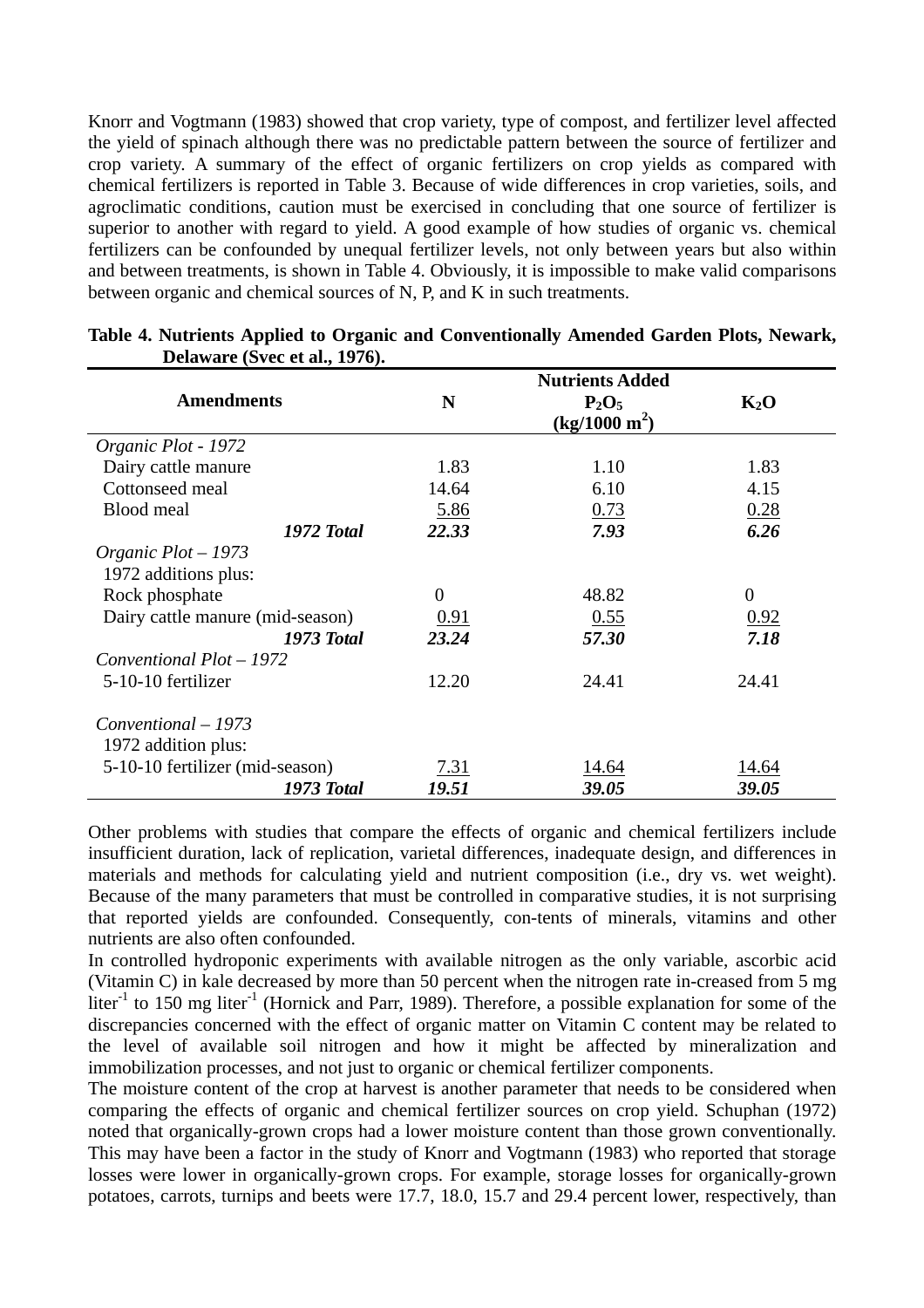Knorr and Vogtmann (1983) showed that crop variety, type of compost, and fertilizer level affected the yield of spinach although there was no predictable pattern between the source of fertilizer and crop variety. A summary of the effect of organic fertilizers on crop yields as compared with chemical fertilizers is reported in Table 3. Because of wide differences in crop varieties, soils, and agroclimatic conditions, caution must be exercised in concluding that one source of fertilizer is superior to another with regard to yield. A good example of how studies of organic vs. chemical fertilizers can be confounded by unequal fertilizer levels, not only between years but also within and between treatments, is shown in Table 4. Obviously, it is impossible to make valid comparisons between organic and chemical sources of N, P, and K in such treatments.

**Table 4. Nutrients Applied to Organic and Conventionally Amended Garden Plots, Newark, Delaware (Svec et al., 1976).**

| Amendments | Nutrients Added | | |
|---|---|---|---|
| | N | $P_2O_5$ (kg/1000 $m^2$) | $K_2O$ |
| *Organic Plot - 1972* | | | |
| Dairy cattle manure | 1.83 | 1.10 | 1.83 |
| Cottonseed meal | 14.64 | 6.10 | 4.15 |
| Blood meal | 5.86 | 0.73 | 0.28 |
| ***1972 Total*** | ***22.33*** | ***7.93*** | ***6.26*** |
| *Organic Plot – 1973* | | | |
| 1972 additions plus: | | | |
| Rock phosphate | 0 | 48.82 | 0 |
| Dairy cattle manure (mid-season) | 0.91 | 0.55 | 0.92 |
| ***1973 Total*** | ***23.24*** | ***57.30*** | ***7.18*** |
| *Conventional Plot – 1972* | | | |
| 5-10-10 fertilizer | 12.20 | 24.41 | 24.41 |
| *Conventional – 1973* | | | |
| 1972 addition plus: | | | |
| 5-10-10 fertilizer (mid-season) | 7.31 | 14.64 | 14.64 |
| ***1973 Total*** | ***19.51*** | ***39.05*** | ***39.05*** |

Other problems with studies that compare the effects of organic and chemical fertilizers include insufficient duration, lack of replication, varietal differences, inadequate design, and differences in materials and methods for calculating yield and nutrient composition (i.e., dry vs. wet weight). Because of the many parameters that must be controlled in comparative studies, it is not surprising that reported yields are confounded. Consequently, con-tents of minerals, vitamins and other nutrients are also often confounded.

In controlled hydroponic experiments with available nitrogen as the only variable, ascorbic acid (Vitamin C) in kale decreased by more than 50 percent when the nitrogen rate in-creased from 5 mg $liter^{-1}$ to 150 mg $liter^{-1}$ (Hornick and Parr, 1989). Therefore, a possible explanation for some of the discrepancies concerned with the effect of organic matter on Vitamin C content may be related to the level of available soil nitrogen and how it might be affected by mineralization and immobilization processes, and not just to organic or chemical fertilizer components.

The moisture content of the crop at harvest is another parameter that needs to be considered when comparing the effects of organic and chemical fertilizer sources on crop yield. Schuphan (1972) noted that organically-grown crops had a lower moisture content than those grown conventionally. This may have been a factor in the study of Knorr and Vogtmann (1983) who reported that storage losses were lower in organically-grown crops. For example, storage losses for organically-grown potatoes, carrots, turnips and beets were 17.7, 18.0, 15.7 and 29.4 percent lower, respectively, than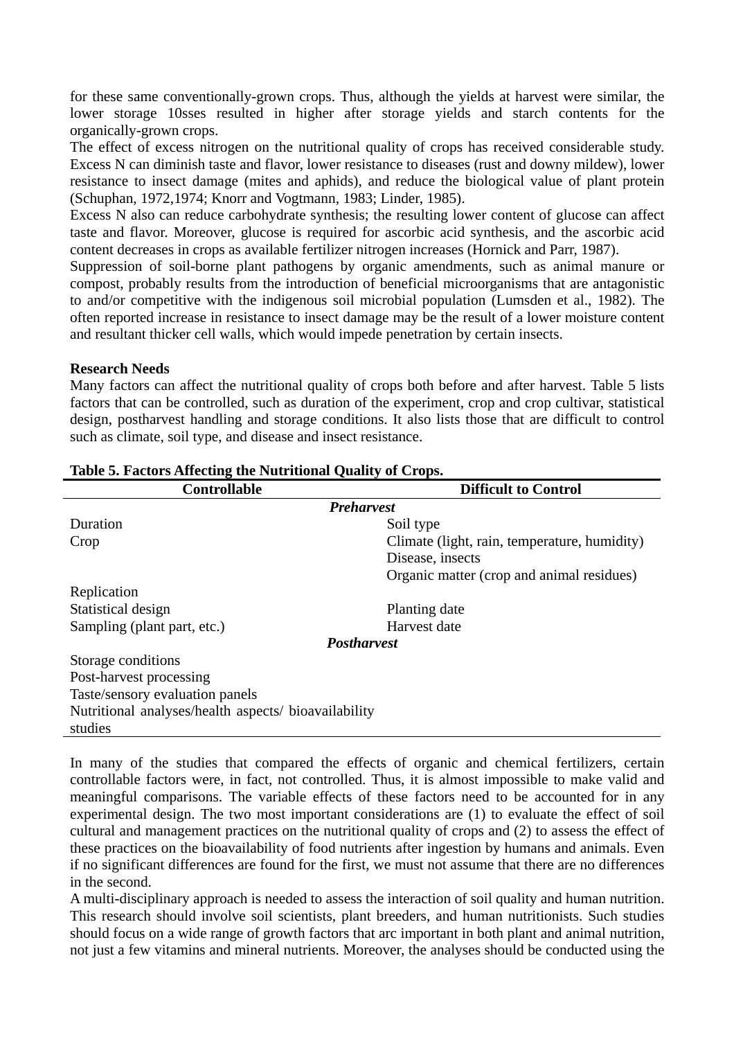for these same conventionally-grown crops. Thus, although the yields at harvest were similar, the lower storage 10sses resulted in higher after storage yields and starch contents for the organically-grown crops.

The effect of excess nitrogen on the nutritional quality of crops has received considerable study. Excess N can diminish taste and flavor, lower resistance to diseases (rust and downy mildew), lower resistance to insect damage (mites and aphids), and reduce the biological value of plant protein (Schuphan, 1972,1974; Knorr and Vogtmann, 1983; Linder, 1985).

Excess N also can reduce carbohydrate synthesis; the resulting lower content of glucose can affect taste and flavor. Moreover, glucose is required for ascorbic acid synthesis, and the ascorbic acid content decreases in crops as available fertilizer nitrogen increases (Hornick and Parr, 1987).

Suppression of soil-borne plant pathogens by organic amendments, such as animal manure or compost, probably results from the introduction of beneficial microorganisms that are antagonistic to and/or competitive with the indigenous soil microbial population (Lumsden et al., 1982). The often reported increase in resistance to insect damage may be the result of a lower moisture content and resultant thicker cell walls, which would impede penetration by certain insects.

**Research Needs**

Many factors can affect the nutritional quality of crops both before and after harvest. Table 5 lists factors that can be controlled, such as duration of the experiment, crop and crop cultivar, statistical design, postharvest handling and storage conditions. It also lists those that are difficult to control such as climate, soil type, and disease and insect resistance.

**Table 5. Factors Affecting the Nutritional Quality of Crops.**

| Controllable | Difficult to Control |
|---|---|
| ***Preharvest*** | |
| Duration | Soil type |
| Crop | Climate (light, rain, temperature, humidity) |
| | Disease, insects |
| | Organic matter (crop and animal residues) |
| Replication | |
| Statistical design | Planting date |
| Sampling (plant part, etc.) | Harvest date |
| ***Postharvest*** | |
| Storage conditions | |
| Post-harvest processing | |
| Taste/sensory evaluation panels | |
| Nutritional analyses/health aspects/ bioavailability studies | |

In many of the studies that compared the effects of organic and chemical fertilizers, certain controllable factors were, in fact, not controlled. Thus, it is almost impossible to make valid and meaningful comparisons. The variable effects of these factors need to be accounted for in any experimental design. The two most important considerations are (1) to evaluate the effect of soil cultural and management practices on the nutritional quality of crops and (2) to assess the effect of these practices on the bioavailability of food nutrients after ingestion by humans and animals. Even if no significant differences are found for the first, we must not assume that there are no differences in the second.

A multi-disciplinary approach is needed to assess the interaction of soil quality and human nutrition. This research should involve soil scientists, plant breeders, and human nutritionists. Such studies should focus on a wide range of growth factors that arc important in both plant and animal nutrition, not just a few vitamins and mineral nutrients. Moreover, the analyses should be conducted using the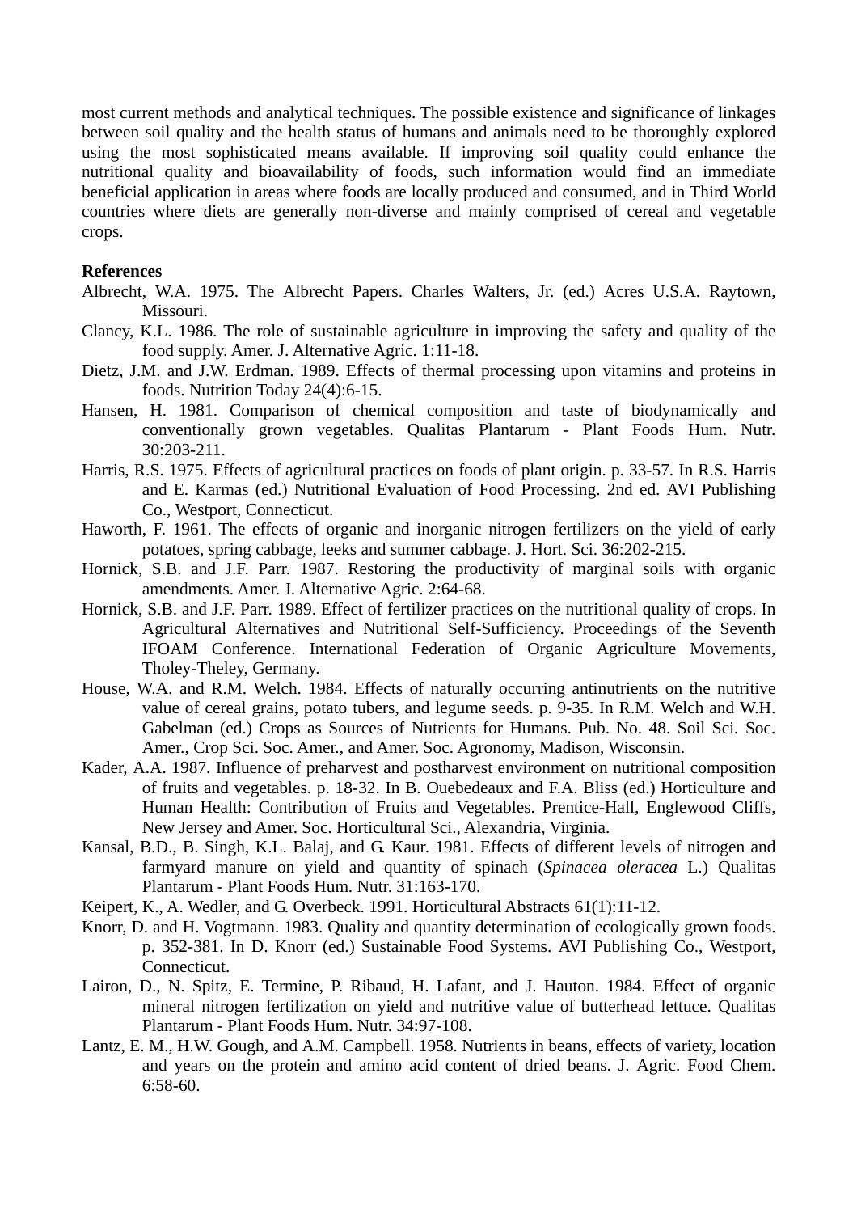most current methods and analytical techniques. The possible existence and significance of linkages between soil quality and the health status of humans and animals need to be thoroughly explored using the most sophisticated means available. If improving soil quality could enhance the nutritional quality and bioavailability of foods, such information would find an immediate beneficial application in areas where foods are locally produced and consumed, and in Third World countries where diets are generally non-diverse and mainly comprised of cereal and vegetable crops.

**References**

Albrecht, W.A. 1975. The Albrecht Papers. Charles Walters, Jr. (ed.) Acres U.S.A. Raytown, Missouri.

Clancy, K.L. 1986. The role of sustainable agriculture in improving the safety and quality of the food supply. Amer. J. Alternative Agric. 1:11-18.

Dietz, J.M. and J.W. Erdman. 1989. Effects of thermal processing upon vitamins and proteins in foods. Nutrition Today 24(4):6-15.

Hansen, H. 1981. Comparison of chemical composition and taste of biodynamically and conventionally grown vegetables. Qualitas Plantarum - Plant Foods Hum. Nutr. 30:203-211.

Harris, R.S. 1975. Effects of agricultural practices on foods of plant origin. p. 33-57. In R.S. Harris and E. Karmas (ed.) Nutritional Evaluation of Food Processing. 2nd ed. AVI Publishing Co., Westport, Connecticut.

Haworth, F. 1961. The effects of organic and inorganic nitrogen fertilizers on the yield of early potatoes, spring cabbage, leeks and summer cabbage. J. Hort. Sci. 36:202-215.

Hornick, S.B. and J.F. Parr. 1987. Restoring the productivity of marginal soils with organic amendments. Amer. J. Alternative Agric. 2:64-68.

Hornick, S.B. and J.F. Parr. 1989. Effect of fertilizer practices on the nutritional quality of crops. In Agricultural Alternatives and Nutritional Self-Sufficiency. Proceedings of the Seventh IFOAM Conference. International Federation of Organic Agriculture Movements, Tholey-Theley, Germany.

House, W.A. and R.M. Welch. 1984. Effects of naturally occurring antinutrients on the nutritive value of cereal grains, potato tubers, and legume seeds. p. 9-35. In R.M. Welch and W.H. Gabelman (ed.) Crops as Sources of Nutrients for Humans. Pub. No. 48. Soil Sci. Soc. Amer., Crop Sci. Soc. Amer., and Amer. Soc. Agronomy, Madison, Wisconsin.

Kader, A.A. 1987. Influence of preharvest and postharvest environment on nutritional composition of fruits and vegetables. p. 18-32. In B. Ouebedeaux and F.A. Bliss (ed.) Horticulture and Human Health: Contribution of Fruits and Vegetables. Prentice-Hall, Englewood Cliffs, New Jersey and Amer. Soc. Horticultural Sci., Alexandria, Virginia.

Kansal, B.D., B. Singh, K.L. Balaj, and G. Kaur. 1981. Effects of different levels of nitrogen and farmyard manure on yield and quantity of spinach (*Spinacea oleracea* L.) Qualitas Plantarum - Plant Foods Hum. Nutr. 31:163-170.

Keipert, K., A. Wedler, and G. Overbeck. 1991. Horticultural Abstracts 61(1):11-12.

Knorr, D. and H. Vogtmann. 1983. Quality and quantity determination of ecologically grown foods. p. 352-381. In D. Knorr (ed.) Sustainable Food Systems. AVI Publishing Co., Westport, Connecticut.

Lairon, D., N. Spitz, E. Termine, P. Ribaud, H. Lafant, and J. Hauton. 1984. Effect of organic mineral nitrogen fertilization on yield and nutritive value of butterhead lettuce. Qualitas Plantarum - Plant Foods Hum. Nutr. 34:97-108.

Lantz, E. M., H.W. Gough, and A.M. Campbell. 1958. Nutrients in beans, effects of variety, location and years on the protein and amino acid content of dried beans. J. Agric. Food Chem. 6:58-60.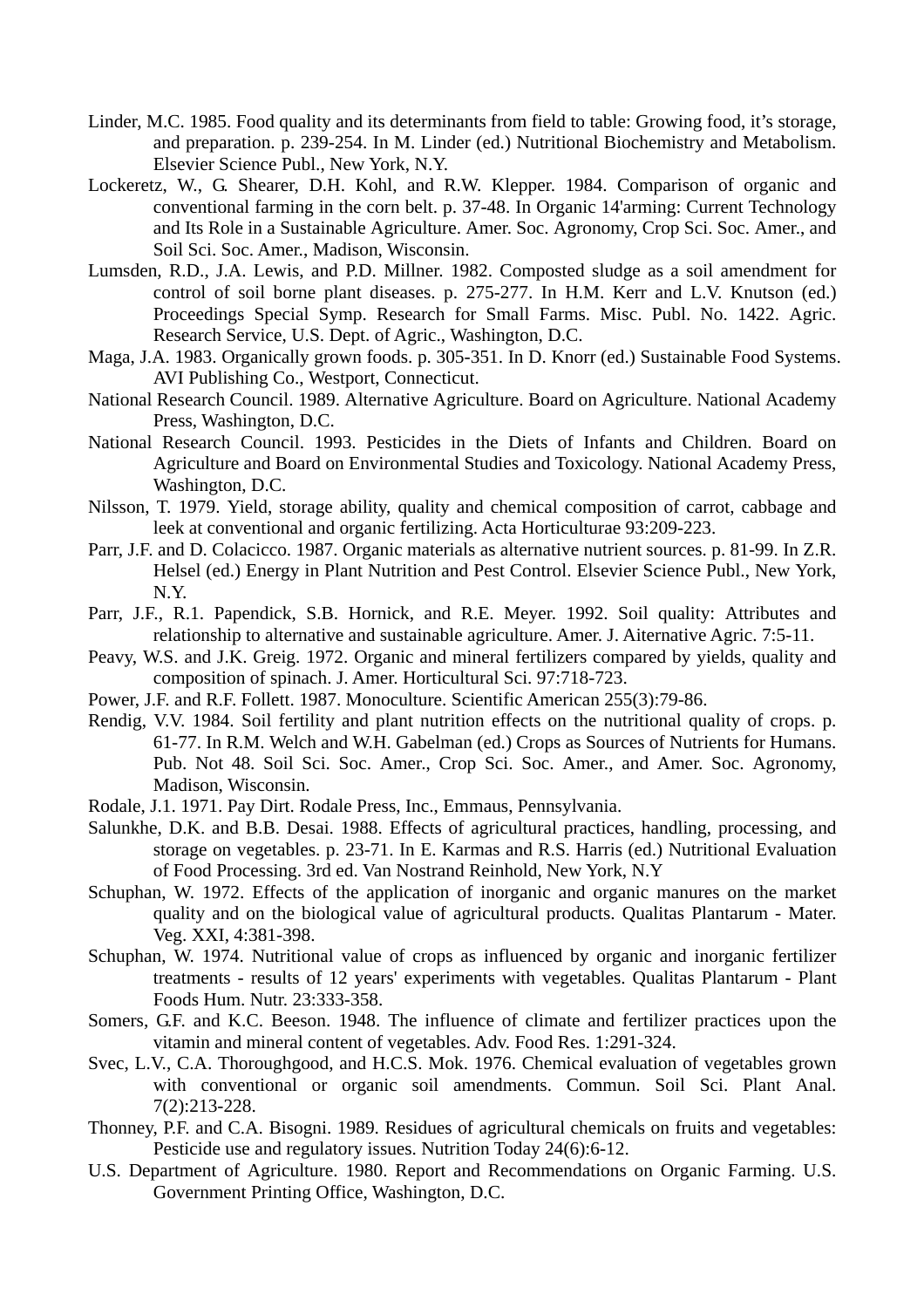Linder, M.C. 1985. Food quality and its determinants from field to table: Growing food, it's storage, and preparation. p. 239-254. In M. Linder (ed.) Nutritional Biochemistry and Metabolism. Elsevier Science Publ., New York, N.Y.

Lockeretz, W., G. Shearer, D.H. Kohl, and R.W. Klepper. 1984. Comparison of organic and conventional farming in the corn belt. p. 37-48. In Organic 14'arming: Current Technology and Its Role in a Sustainable Agriculture. Amer. Soc. Agronomy, Crop Sci. Soc. Amer., and Soil Sci. Soc. Amer., Madison, Wisconsin.

Lumsden, R.D., J.A. Lewis, and P.D. Millner. 1982. Composted sludge as a soil amendment for control of soil borne plant diseases. p. 275-277. In H.M. Kerr and L.V. Knutson (ed.) Proceedings Special Symp. Research for Small Farms. Misc. Publ. No. 1422. Agric. Research Service, U.S. Dept. of Agric., Washington, D.C.

Maga, J.A. 1983. Organically grown foods. p. 305-351. In D. Knorr (ed.) Sustainable Food Systems. AVI Publishing Co., Westport, Connecticut.

National Research Council. 1989. Alternative Agriculture. Board on Agriculture. National Academy Press, Washington, D.C.

National Research Council. 1993. Pesticides in the Diets of Infants and Children. Board on Agriculture and Board on Environmental Studies and Toxicology. National Academy Press, Washington, D.C.

Nilsson, T. 1979. Yield, storage ability, quality and chemical composition of carrot, cabbage and leek at conventional and organic fertilizing. Acta Horticulturae 93:209-223.

Parr, J.F. and D. Colacicco. 1987. Organic materials as alternative nutrient sources. p. 81-99. In Z.R. Helsel (ed.) Energy in Plant Nutrition and Pest Control. Elsevier Science Publ., New York, N.Y.

Parr, J.F., R.1. Papendick, S.B. Hornick, and R.E. Meyer. 1992. Soil quality: Attributes and relationship to alternative and sustainable agriculture. Amer. J. Aiternative Agric. 7:5-11.

Peavy, W.S. and J.K. Greig. 1972. Organic and mineral fertilizers compared by yields, quality and composition of spinach. J. Amer. Horticultural Sci. 97:718-723.

Power, J.F. and R.F. Follett. 1987. Monoculture. Scientific American 255(3):79-86.

Rendig, V.V. 1984. Soil fertility and plant nutrition effects on the nutritional quality of crops. p. 61-77. In R.M. Welch and W.H. Gabelman (ed.) Crops as Sources of Nutrients for Humans. Pub. Not 48. Soil Sci. Soc. Amer., Crop Sci. Soc. Amer., and Amer. Soc. Agronomy, Madison, Wisconsin.

Rodale, J.1. 1971. Pay Dirt. Rodale Press, Inc., Emmaus, Pennsylvania.

Salunkhe, D.K. and B.B. Desai. 1988. Effects of agricultural practices, handling, processing, and storage on vegetables. p. 23-71. In E. Karmas and R.S. Harris (ed.) Nutritional Evaluation of Food Processing. 3rd ed. Van Nostrand Reinhold, New York, N.Y

Schuphan, W. 1972. Effects of the application of inorganic and organic manures on the market quality and on the biological value of agricultural products. Qualitas Plantarum - Mater. Veg. XXI, 4:381-398.

Schuphan, W. 1974. Nutritional value of crops as influenced by organic and inorganic fertilizer treatments - results of 12 years' experiments with vegetables. Qualitas Plantarum - Plant Foods Hum. Nutr. 23:333-358.

Somers, G.F. and K.C. Beeson. 1948. The influence of climate and fertilizer practices upon the vitamin and mineral content of vegetables. Adv. Food Res. 1:291-324.

Svec, L.V., C.A. Thoroughgood, and H.C.S. Mok. 1976. Chemical evaluation of vegetables grown with conventional or organic soil amendments. Commun. Soil Sci. Plant Anal. 7(2):213-228.

Thonney, P.F. and C.A. Bisogni. 1989. Residues of agricultural chemicals on fruits and vegetables: Pesticide use and regulatory issues. Nutrition Today 24(6):6-12.

U.S. Department of Agriculture. 1980. Report and Recommendations on Organic Farming. U.S. Government Printing Office, Washington, D.C.